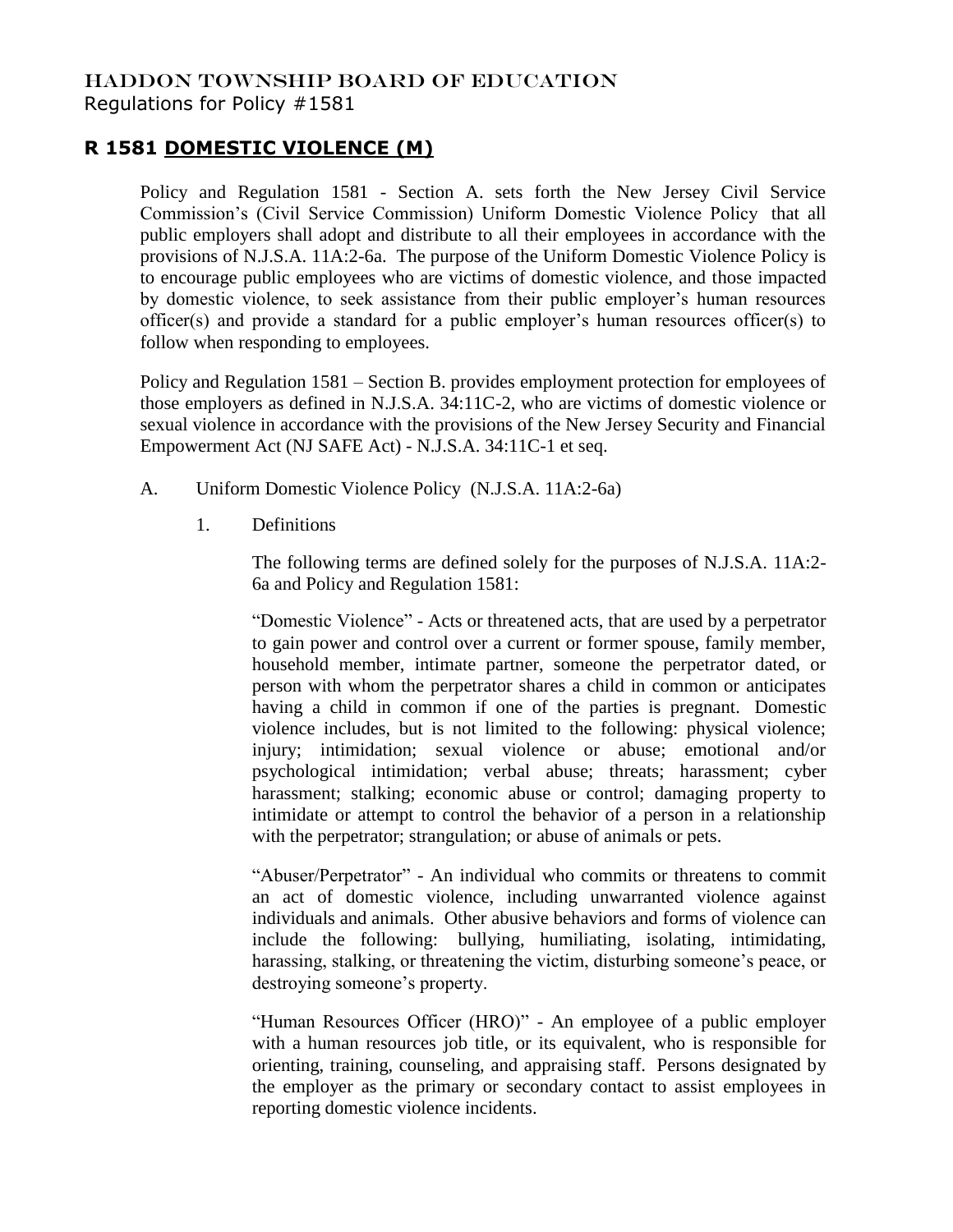# HADDON TOWNSHIP BOARD OF EDUCATION

Regulations for Policy #1581

## R 1581 DOMESTIC VIOLENCE (M)

Policy and Regulation 1581 - Section A. sets forth the New Jersey Civil Service Commission's (Civil Service Commission) Uniform Domestic Violence Policy that all public employers shall adopt and distribute to all their employees in accordance with the provisions of N.J.S.A. 11A:2-6a. The purpose of the Uniform Domestic Violence Policy is to encourage public employees who are victims of domestic violence, and those impacted by domestic violence, to seek assistance from their public employer's human resources officer(s) and provide a standard for a public employer's human resources officer(s) to follow when responding to employees.

Policy and Regulation 1581 – Section B. provides employment protection for employees of those employers as defined in N.J.S.A. 34:11C-2, who are victims of domestic violence or sexual violence in accordance with the provisions of the New Jersey Security and Financial Empowerment Act (NJ SAFE Act) - N.J.S.A. 34:11C-1 et seq.

A. Uniform Domestic Violence Policy (N.J.S.A. 11A:2-6a)

1. Definitions

The following terms are defined solely for the purposes of N.J.S.A. 11A:2-6a and Policy and Regulation 1581:

"Domestic Violence" - Acts or threatened acts, that are used by a perpetrator to gain power and control over a current or former spouse, family member, household member, intimate partner, someone the perpetrator dated, or person with whom the perpetrator shares a child in common or anticipates having a child in common if one of the parties is pregnant. Domestic violence includes, but is not limited to the following: physical violence; injury; intimidation; sexual violence or abuse; emotional and/or psychological intimidation; verbal abuse; threats; harassment; cyber harassment; stalking; economic abuse or control; damaging property to intimidate or attempt to control the behavior of a person in a relationship with the perpetrator; strangulation; or abuse of animals or pets.

"Abuser/Perpetrator" - An individual who commits or threatens to commit an act of domestic violence, including unwarranted violence against individuals and animals. Other abusive behaviors and forms of violence can include the following: bullying, humiliating, isolating, intimidating, harassing, stalking, or threatening the victim, disturbing someone's peace, or destroying someone's property.

"Human Resources Officer (HRO)" - An employee of a public employer with a human resources job title, or its equivalent, who is responsible for orienting, training, counseling, and appraising staff. Persons designated by the employer as the primary or secondary contact to assist employees in reporting domestic violence incidents.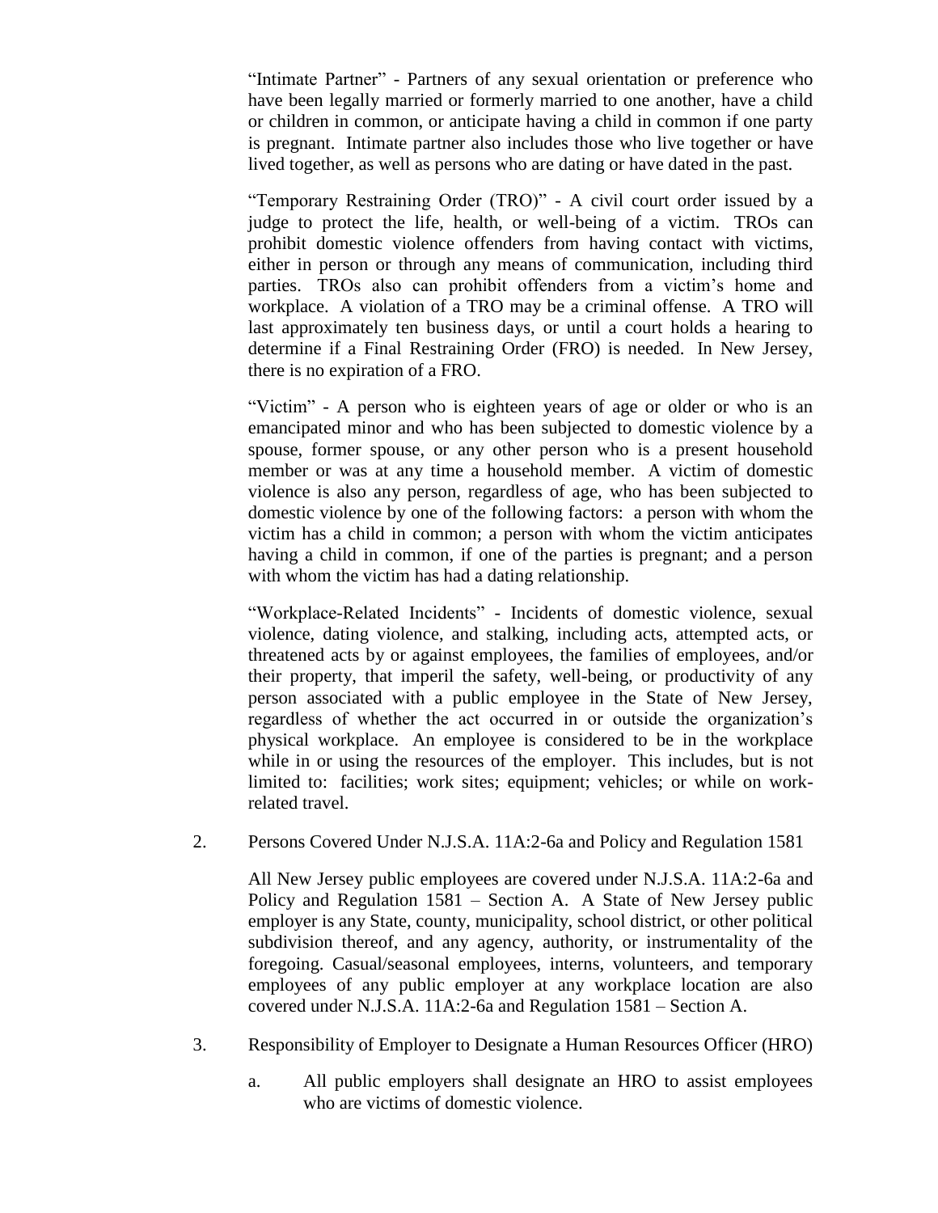"Intimate Partner" - Partners of any sexual orientation or preference who have been legally married or formerly married to one another, have a child or children in common, or anticipate having a child in common if one party is pregnant. Intimate partner also includes those who live together or have lived together, as well as persons who are dating or have dated in the past.

"Temporary Restraining Order (TRO)" - A civil court order issued by a judge to protect the life, health, or well-being of a victim. TROs can prohibit domestic violence offenders from having contact with victims, either in person or through any means of communication, including third parties. TROs also can prohibit offenders from a victim's home and workplace. A violation of a TRO may be a criminal offense. A TRO will last approximately ten business days, or until a court holds a hearing to determine if a Final Restraining Order (FRO) is needed. In New Jersey, there is no expiration of a FRO.

"Victim" - A person who is eighteen years of age or older or who is an emancipated minor and who has been subjected to domestic violence by a spouse, former spouse, or any other person who is a present household member or was at any time a household member. A victim of domestic violence is also any person, regardless of age, who has been subjected to domestic violence by one of the following factors: a person with whom the victim has a child in common; a person with whom the victim anticipates having a child in common, if one of the parties is pregnant; and a person with whom the victim has had a dating relationship.

"Workplace-Related Incidents" - Incidents of domestic violence, sexual violence, dating violence, and stalking, including acts, attempted acts, or threatened acts by or against employees, the families of employees, and/or their property, that imperil the safety, well-being, or productivity of any person associated with a public employee in the State of New Jersey, regardless of whether the act occurred in or outside the organization's physical workplace. An employee is considered to be in the workplace while in or using the resources of the employer. This includes, but is not limited to: facilities; work sites; equipment; vehicles; or while on work-related travel.

2. Persons Covered Under N.J.S.A. 11A:2-6a and Policy and Regulation 1581

   All New Jersey public employees are covered under N.J.S.A. 11A:2-6a and Policy and Regulation 1581 – Section A. A State of New Jersey public employer is any State, county, municipality, school district, or other political subdivision thereof, and any agency, authority, or instrumentality of the foregoing. Casual/seasonal employees, interns, volunteers, and temporary employees of any public employer at any workplace location are also covered under N.J.S.A. 11A:2-6a and Regulation 1581 – Section A.

3. Responsibility of Employer to Designate a Human Resources Officer (HRO)

   a. All public employers shall designate an HRO to assist employees who are victims of domestic violence.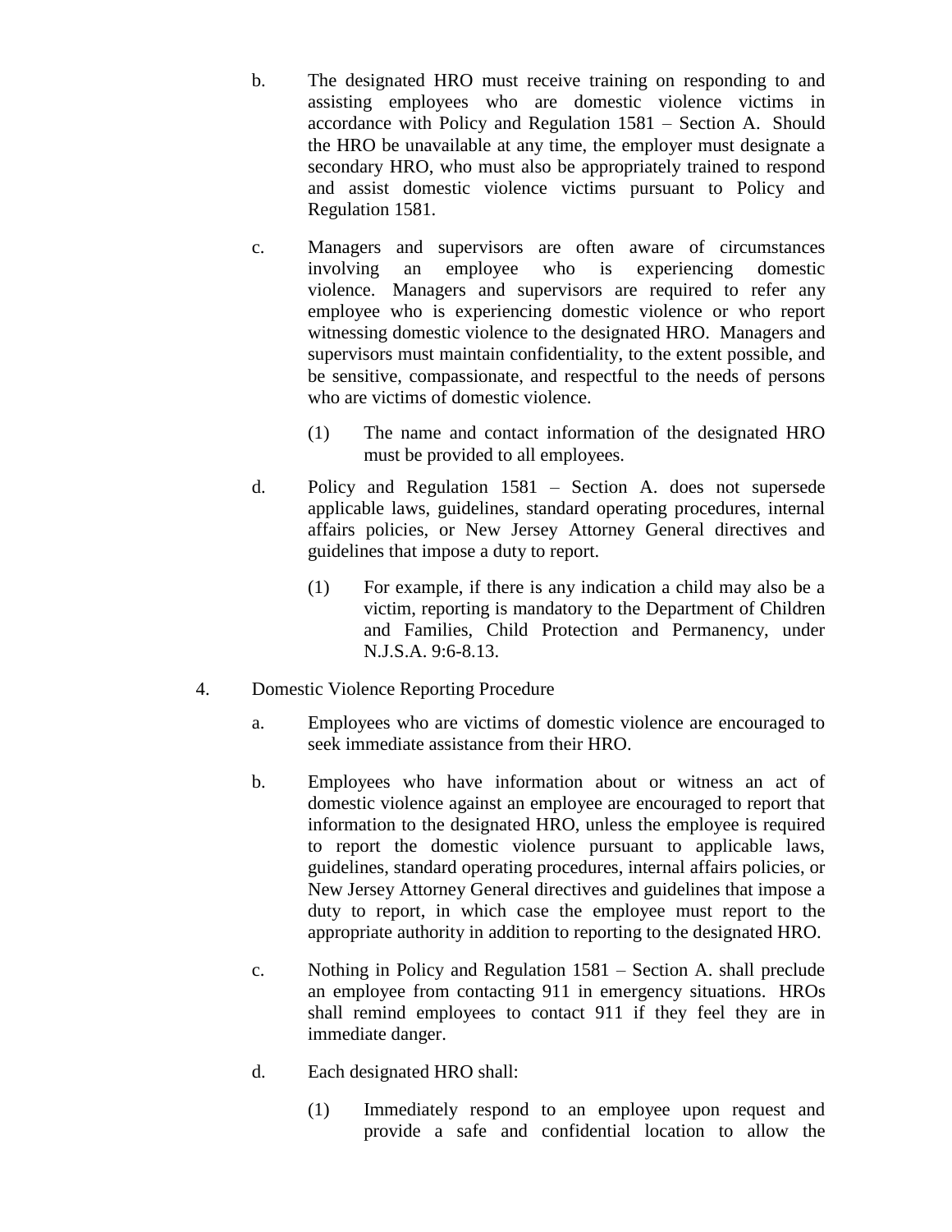b. The designated HRO must receive training on responding to and assisting employees who are domestic violence victims in accordance with Policy and Regulation 1581 – Section A. Should the HRO be unavailable at any time, the employer must designate a secondary HRO, who must also be appropriately trained to respond and assist domestic violence victims pursuant to Policy and Regulation 1581.

c. Managers and supervisors are often aware of circumstances involving an employee who is experiencing domestic violence. Managers and supervisors are required to refer any employee who is experiencing domestic violence or who report witnessing domestic violence to the designated HRO. Managers and supervisors must maintain confidentiality, to the extent possible, and be sensitive, compassionate, and respectful to the needs of persons who are victims of domestic violence.

   (1) The name and contact information of the designated HRO must be provided to all employees.

d. Policy and Regulation 1581 – Section A. does not supersede applicable laws, guidelines, standard operating procedures, internal affairs policies, or New Jersey Attorney General directives and guidelines that impose a duty to report.

   (1) For example, if there is any indication a child may also be a victim, reporting is mandatory to the Department of Children and Families, Child Protection and Permanency, under N.J.S.A. 9:6-8.13.

4. Domestic Violence Reporting Procedure

   a. Employees who are victims of domestic violence are encouraged to seek immediate assistance from their HRO.

   b. Employees who have information about or witness an act of domestic violence against an employee are encouraged to report that information to the designated HRO, unless the employee is required to report the domestic violence pursuant to applicable laws, guidelines, standard operating procedures, internal affairs policies, or New Jersey Attorney General directives and guidelines that impose a duty to report, in which case the employee must report to the appropriate authority in addition to reporting to the designated HRO.

   c. Nothing in Policy and Regulation 1581 – Section A. shall preclude an employee from contacting 911 in emergency situations. HROs shall remind employees to contact 911 if they feel they are in immediate danger.

   d. Each designated HRO shall:

      (1) Immediately respond to an employee upon request and provide a safe and confidential location to allow the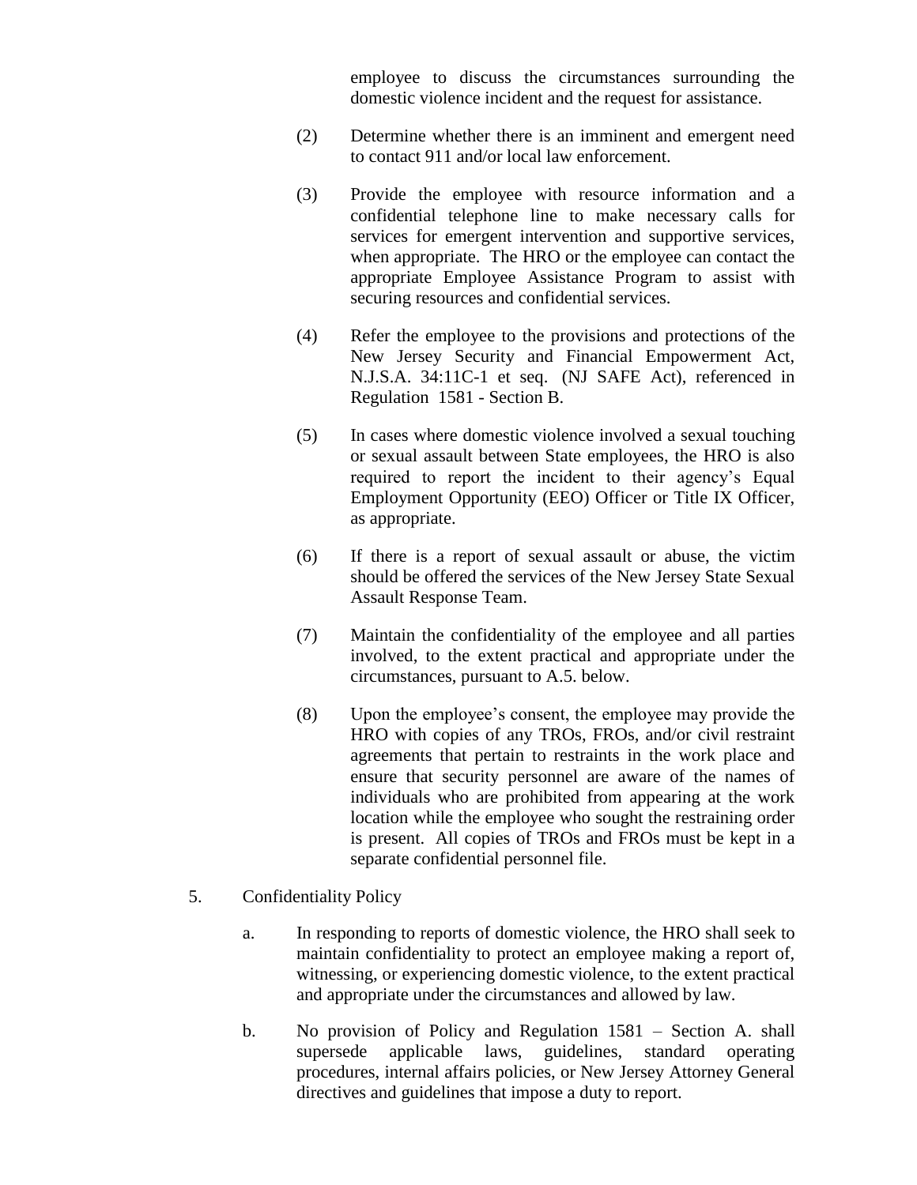employee to discuss the circumstances surrounding the domestic violence incident and the request for assistance.

(2) Determine whether there is an imminent and emergent need to contact 911 and/or local law enforcement.

(3) Provide the employee with resource information and a confidential telephone line to make necessary calls for services for emergent intervention and supportive services, when appropriate. The HRO or the employee can contact the appropriate Employee Assistance Program to assist with securing resources and confidential services.

(4) Refer the employee to the provisions and protections of the New Jersey Security and Financial Empowerment Act, N.J.S.A. 34:11C-1 et seq. (NJ SAFE Act), referenced in Regulation 1581 - Section B.

(5) In cases where domestic violence involved a sexual touching or sexual assault between State employees, the HRO is also required to report the incident to their agency's Equal Employment Opportunity (EEO) Officer or Title IX Officer, as appropriate.

(6) If there is a report of sexual assault or abuse, the victim should be offered the services of the New Jersey State Sexual Assault Response Team.

(7) Maintain the confidentiality of the employee and all parties involved, to the extent practical and appropriate under the circumstances, pursuant to A.5. below.

(8) Upon the employee's consent, the employee may provide the HRO with copies of any TROs, FROs, and/or civil restraint agreements that pertain to restraints in the work place and ensure that security personnel are aware of the names of individuals who are prohibited from appearing at the work location while the employee who sought the restraining order is present. All copies of TROs and FROs must be kept in a separate confidential personnel file.

5. Confidentiality Policy

a. In responding to reports of domestic violence, the HRO shall seek to maintain confidentiality to protect an employee making a report of, witnessing, or experiencing domestic violence, to the extent practical and appropriate under the circumstances and allowed by law.

b. No provision of Policy and Regulation 1581 – Section A. shall supersede applicable laws, guidelines, standard operating procedures, internal affairs policies, or New Jersey Attorney General directives and guidelines that impose a duty to report.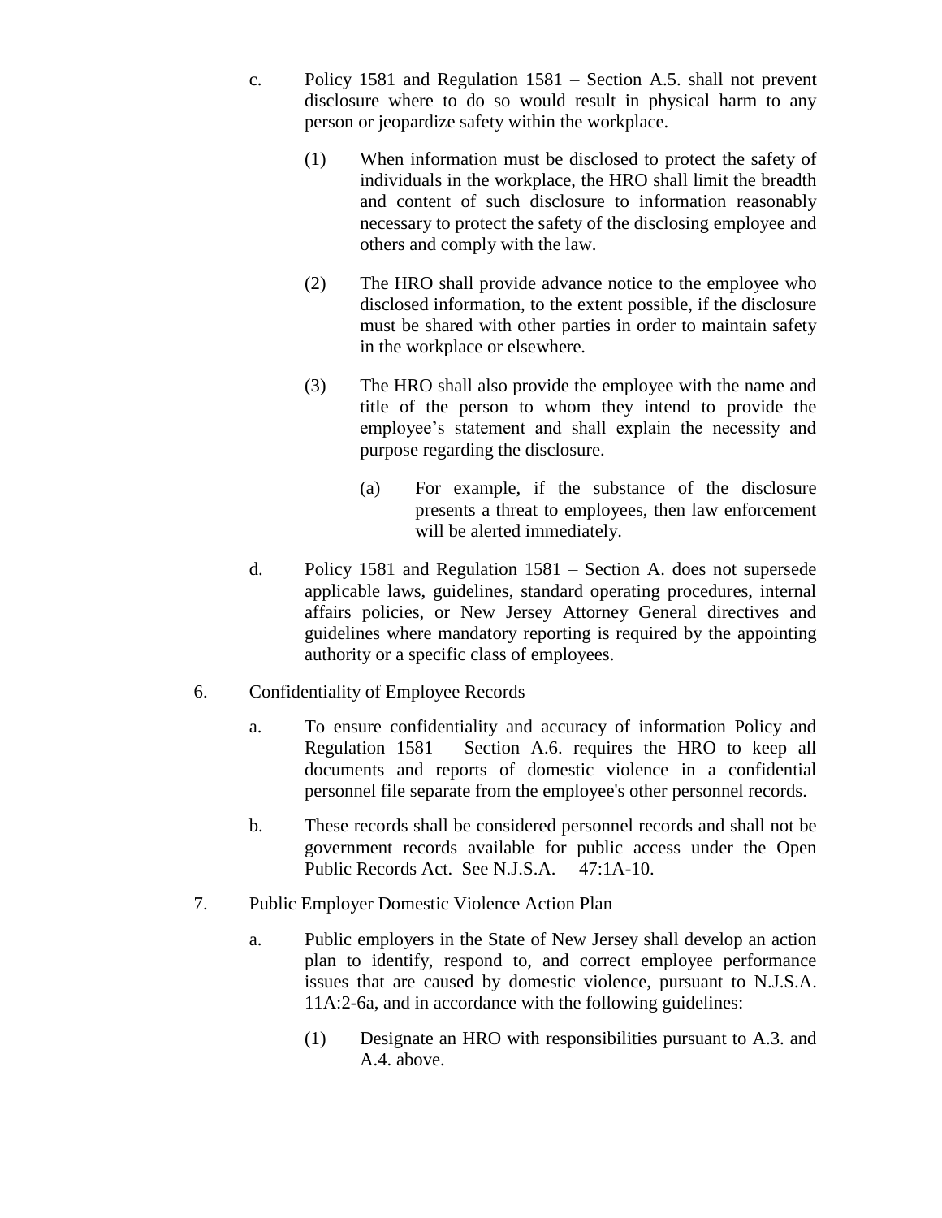c. Policy 1581 and Regulation 1581 – Section A.5. shall not prevent disclosure where to do so would result in physical harm to any person or jeopardize safety within the workplace.

   (1) When information must be disclosed to protect the safety of individuals in the workplace, the HRO shall limit the breadth and content of such disclosure to information reasonably necessary to protect the safety of the disclosing employee and others and comply with the law.

   (2) The HRO shall provide advance notice to the employee who disclosed information, to the extent possible, if the disclosure must be shared with other parties in order to maintain safety in the workplace or elsewhere.

   (3) The HRO shall also provide the employee with the name and title of the person to whom they intend to provide the employee's statement and shall explain the necessity and purpose regarding the disclosure.

      (a) For example, if the substance of the disclosure presents a threat to employees, then law enforcement will be alerted immediately.

d. Policy 1581 and Regulation 1581 – Section A. does not supersede applicable laws, guidelines, standard operating procedures, internal affairs policies, or New Jersey Attorney General directives and guidelines where mandatory reporting is required by the appointing authority or a specific class of employees.

6. Confidentiality of Employee Records

   a. To ensure confidentiality and accuracy of information Policy and Regulation 1581 – Section A.6. requires the HRO to keep all documents and reports of domestic violence in a confidential personnel file separate from the employee's other personnel records.

   b. These records shall be considered personnel records and shall not be government records available for public access under the Open Public Records Act. See N.J.S.A. 47:1A-10.

7. Public Employer Domestic Violence Action Plan

   a. Public employers in the State of New Jersey shall develop an action plan to identify, respond to, and correct employee performance issues that are caused by domestic violence, pursuant to N.J.S.A. 11A:2-6a, and in accordance with the following guidelines:

      (1) Designate an HRO with responsibilities pursuant to A.3. and A.4. above.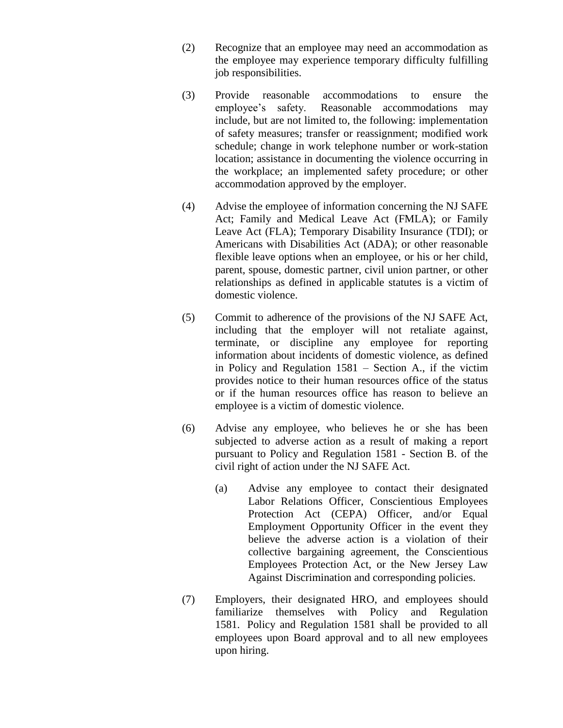(2) Recognize that an employee may need an accommodation as the employee may experience temporary difficulty fulfilling job responsibilities.

(3) Provide reasonable accommodations to ensure the employee's safety. Reasonable accommodations may include, but are not limited to, the following: implementation of safety measures; transfer or reassignment; modified work schedule; change in work telephone number or work-station location; assistance in documenting the violence occurring in the workplace; an implemented safety procedure; or other accommodation approved by the employer.

(4) Advise the employee of information concerning the NJ SAFE Act; Family and Medical Leave Act (FMLA); or Family Leave Act (FLA); Temporary Disability Insurance (TDI); or Americans with Disabilities Act (ADA); or other reasonable flexible leave options when an employee, or his or her child, parent, spouse, domestic partner, civil union partner, or other relationships as defined in applicable statutes is a victim of domestic violence.

(5) Commit to adherence of the provisions of the NJ SAFE Act, including that the employer will not retaliate against, terminate, or discipline any employee for reporting information about incidents of domestic violence, as defined in Policy and Regulation 1581 – Section A., if the victim provides notice to their human resources office of the status or if the human resources office has reason to believe an employee is a victim of domestic violence.

(6) Advise any employee, who believes he or she has been subjected to adverse action as a result of making a report pursuant to Policy and Regulation 1581 - Section B. of the civil right of action under the NJ SAFE Act.

   (a) Advise any employee to contact their designated Labor Relations Officer, Conscientious Employees Protection Act (CEPA) Officer, and/or Equal Employment Opportunity Officer in the event they believe the adverse action is a violation of their collective bargaining agreement, the Conscientious Employees Protection Act, or the New Jersey Law Against Discrimination and corresponding policies.

(7) Employers, their designated HRO, and employees should familiarize themselves with Policy and Regulation 1581. Policy and Regulation 1581 shall be provided to all employees upon Board approval and to all new employees upon hiring.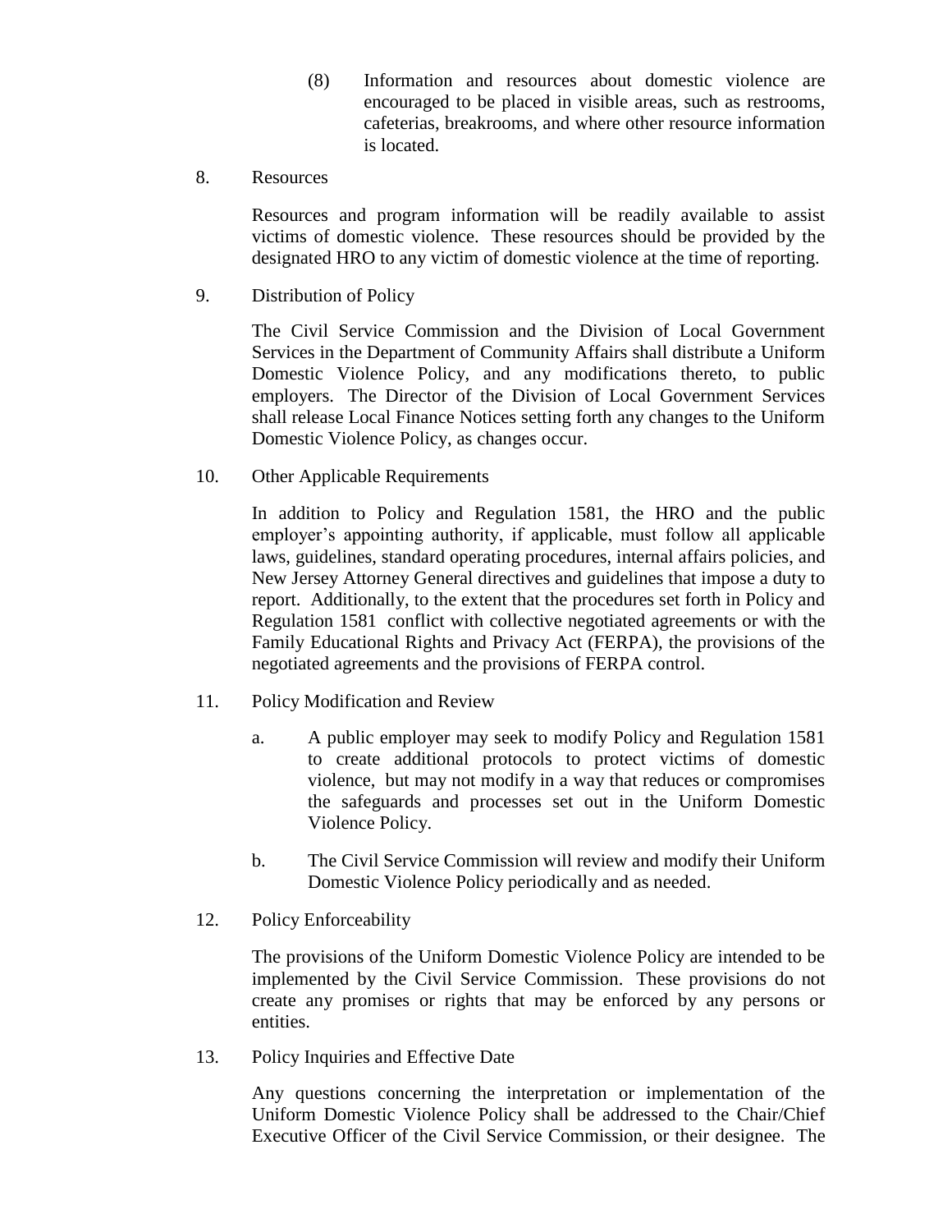(8) Information and resources about domestic violence are encouraged to be placed in visible areas, such as restrooms, cafeterias, breakrooms, and where other resource information is located.

8. Resources

Resources and program information will be readily available to assist victims of domestic violence. These resources should be provided by the designated HRO to any victim of domestic violence at the time of reporting.

9. Distribution of Policy

The Civil Service Commission and the Division of Local Government Services in the Department of Community Affairs shall distribute a Uniform Domestic Violence Policy, and any modifications thereto, to public employers. The Director of the Division of Local Government Services shall release Local Finance Notices setting forth any changes to the Uniform Domestic Violence Policy, as changes occur.

10. Other Applicable Requirements

In addition to Policy and Regulation 1581, the HRO and the public employer's appointing authority, if applicable, must follow all applicable laws, guidelines, standard operating procedures, internal affairs policies, and New Jersey Attorney General directives and guidelines that impose a duty to report. Additionally, to the extent that the procedures set forth in Policy and Regulation 1581 conflict with collective negotiated agreements or with the Family Educational Rights and Privacy Act (FERPA), the provisions of the negotiated agreements and the provisions of FERPA control.

11. Policy Modification and Review

a. A public employer may seek to modify Policy and Regulation 1581 to create additional protocols to protect victims of domestic violence, but may not modify in a way that reduces or compromises the safeguards and processes set out in the Uniform Domestic Violence Policy.

b. The Civil Service Commission will review and modify their Uniform Domestic Violence Policy periodically and as needed.

12. Policy Enforceability

The provisions of the Uniform Domestic Violence Policy are intended to be implemented by the Civil Service Commission. These provisions do not create any promises or rights that may be enforced by any persons or entities.

13. Policy Inquiries and Effective Date

Any questions concerning the interpretation or implementation of the Uniform Domestic Violence Policy shall be addressed to the Chair/Chief Executive Officer of the Civil Service Commission, or their designee. The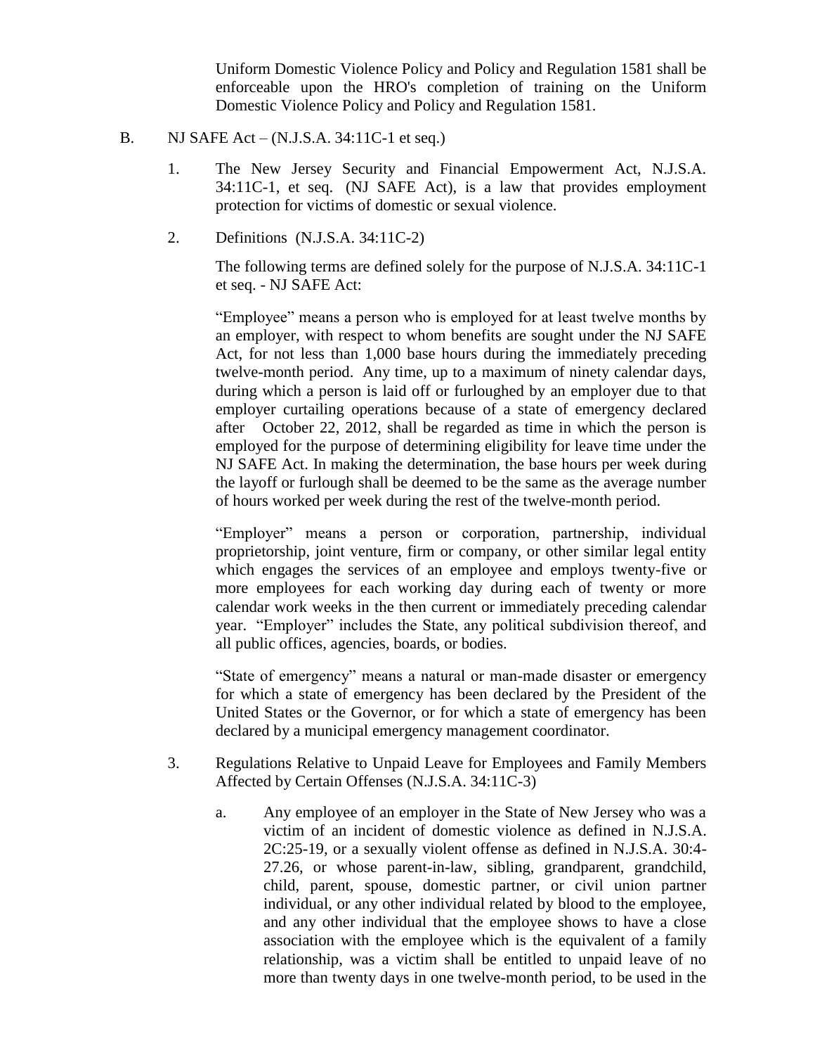Uniform Domestic Violence Policy and Policy and Regulation 1581 shall be enforceable upon the HRO's completion of training on the Uniform Domestic Violence Policy and Policy and Regulation 1581.

B. NJ SAFE Act – (N.J.S.A. 34:11C-1 et seq.)

1. The New Jersey Security and Financial Empowerment Act, N.J.S.A. 34:11C-1, et seq. (NJ SAFE Act), is a law that provides employment protection for victims of domestic or sexual violence.

2. Definitions (N.J.S.A. 34:11C-2)

   The following terms are defined solely for the purpose of N.J.S.A. 34:11C-1 et seq. - NJ SAFE Act:

   "Employee" means a person who is employed for at least twelve months by an employer, with respect to whom benefits are sought under the NJ SAFE Act, for not less than 1,000 base hours during the immediately preceding twelve-month period. Any time, up to a maximum of ninety calendar days, during which a person is laid off or furloughed by an employer due to that employer curtailing operations because of a state of emergency declared after October 22, 2012, shall be regarded as time in which the person is employed for the purpose of determining eligibility for leave time under the NJ SAFE Act. In making the determination, the base hours per week during the layoff or furlough shall be deemed to be the same as the average number of hours worked per week during the rest of the twelve-month period.

   "Employer" means a person or corporation, partnership, individual proprietorship, joint venture, firm or company, or other similar legal entity which engages the services of an employee and employs twenty-five or more employees for each working day during each of twenty or more calendar work weeks in the then current or immediately preceding calendar year. "Employer" includes the State, any political subdivision thereof, and all public offices, agencies, boards, or bodies.

   "State of emergency" means a natural or man-made disaster or emergency for which a state of emergency has been declared by the President of the United States or the Governor, or for which a state of emergency has been declared by a municipal emergency management coordinator.

3. Regulations Relative to Unpaid Leave for Employees and Family Members Affected by Certain Offenses (N.J.S.A. 34:11C-3)

   a. Any employee of an employer in the State of New Jersey who was a victim of an incident of domestic violence as defined in N.J.S.A. 2C:25-19, or a sexually violent offense as defined in N.J.S.A. 30:4-27.26, or whose parent-in-law, sibling, grandparent, grandchild, child, parent, spouse, domestic partner, or civil union partner individual, or any other individual related by blood to the employee, and any other individual that the employee shows to have a close association with the employee which is the equivalent of a family relationship, was a victim shall be entitled to unpaid leave of no more than twenty days in one twelve-month period, to be used in the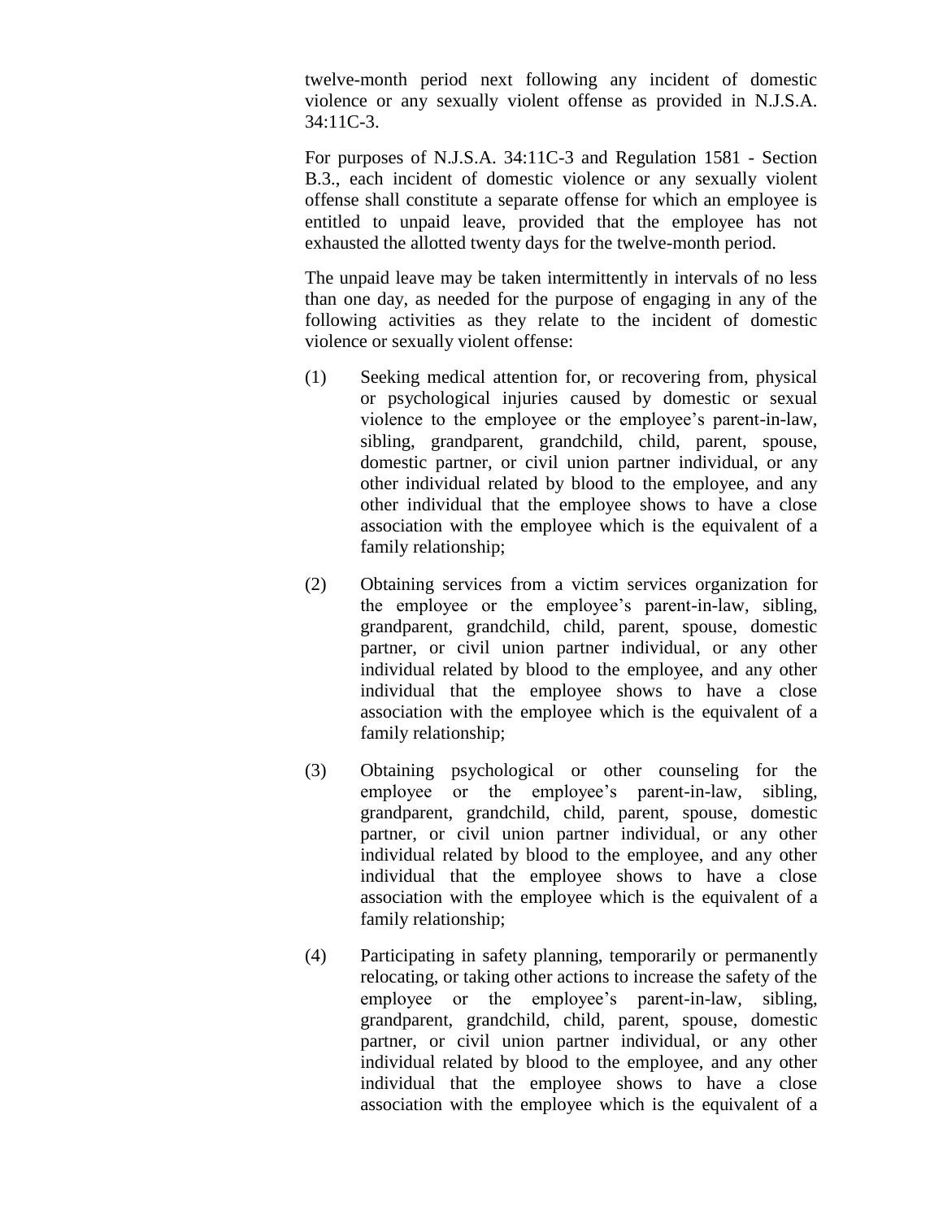twelve-month period next following any incident of domestic violence or any sexually violent offense as provided in N.J.S.A. 34:11C-3.

For purposes of N.J.S.A. 34:11C-3 and Regulation 1581 - Section B.3., each incident of domestic violence or any sexually violent offense shall constitute a separate offense for which an employee is entitled to unpaid leave, provided that the employee has not exhausted the allotted twenty days for the twelve-month period.

The unpaid leave may be taken intermittently in intervals of no less than one day, as needed for the purpose of engaging in any of the following activities as they relate to the incident of domestic violence or sexually violent offense:

(1) Seeking medical attention for, or recovering from, physical or psychological injuries caused by domestic or sexual violence to the employee or the employee's parent-in-law, sibling, grandparent, grandchild, child, parent, spouse, domestic partner, or civil union partner individual, or any other individual related by blood to the employee, and any other individual that the employee shows to have a close association with the employee which is the equivalent of a family relationship;

(2) Obtaining services from a victim services organization for the employee or the employee's parent-in-law, sibling, grandparent, grandchild, child, parent, spouse, domestic partner, or civil union partner individual, or any other individual related by blood to the employee, and any other individual that the employee shows to have a close association with the employee which is the equivalent of a family relationship;

(3) Obtaining psychological or other counseling for the employee or the employee's parent-in-law, sibling, grandparent, grandchild, child, parent, spouse, domestic partner, or civil union partner individual, or any other individual related by blood to the employee, and any other individual that the employee shows to have a close association with the employee which is the equivalent of a family relationship;

(4) Participating in safety planning, temporarily or permanently relocating, or taking other actions to increase the safety of the employee or the employee's parent-in-law, sibling, grandparent, grandchild, child, parent, spouse, domestic partner, or civil union partner individual, or any other individual related by blood to the employee, and any other individual that the employee shows to have a close association with the employee which is the equivalent of a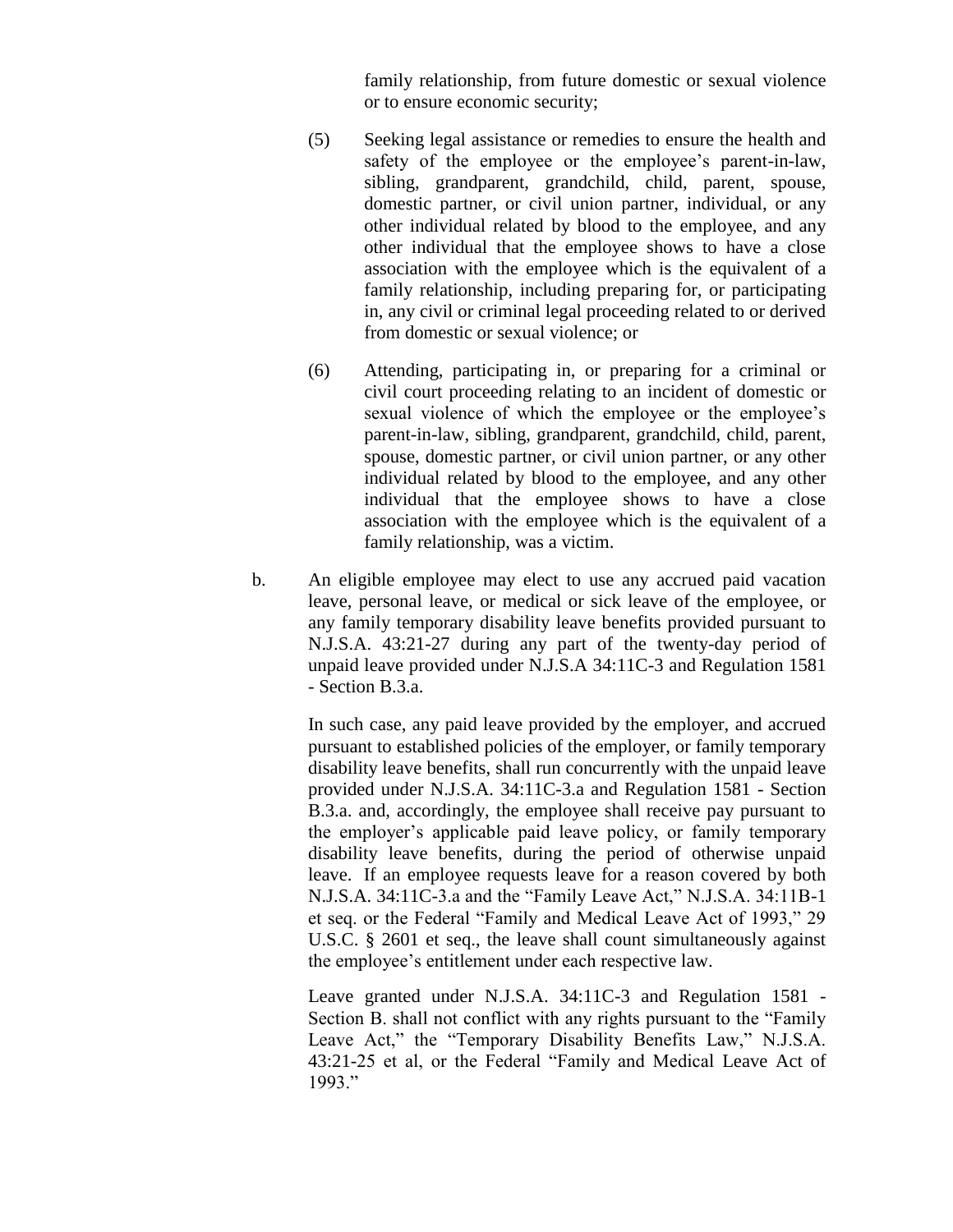family relationship, from future domestic or sexual violence or to ensure economic security;

(5) Seeking legal assistance or remedies to ensure the health and safety of the employee or the employee's parent-in-law, sibling, grandparent, grandchild, child, parent, spouse, domestic partner, or civil union partner, individual, or any other individual related by blood to the employee, and any other individual that the employee shows to have a close association with the employee which is the equivalent of a family relationship, including preparing for, or participating in, any civil or criminal legal proceeding related to or derived from domestic or sexual violence; or

(6) Attending, participating in, or preparing for a criminal or civil court proceeding relating to an incident of domestic or sexual violence of which the employee or the employee's parent-in-law, sibling, grandparent, grandchild, child, parent, spouse, domestic partner, or civil union partner, or any other individual related by blood to the employee, and any other individual that the employee shows to have a close association with the employee which is the equivalent of a family relationship, was a victim.

b. An eligible employee may elect to use any accrued paid vacation leave, personal leave, or medical or sick leave of the employee, or any family temporary disability leave benefits provided pursuant to N.J.S.A. 43:21-27 during any part of the twenty-day period of unpaid leave provided under N.J.S.A 34:11C-3 and Regulation 1581 - Section B.3.a.

In such case, any paid leave provided by the employer, and accrued pursuant to established policies of the employer, or family temporary disability leave benefits, shall run concurrently with the unpaid leave provided under N.J.S.A. 34:11C-3.a and Regulation 1581 - Section B.3.a. and, accordingly, the employee shall receive pay pursuant to the employer's applicable paid leave policy, or family temporary disability leave benefits, during the period of otherwise unpaid leave. If an employee requests leave for a reason covered by both N.J.S.A. 34:11C-3.a and the "Family Leave Act," N.J.S.A. 34:11B-1 et seq. or the Federal "Family and Medical Leave Act of 1993," 29 U.S.C. § 2601 et seq., the leave shall count simultaneously against the employee's entitlement under each respective law.

Leave granted under N.J.S.A. 34:11C-3 and Regulation 1581 - Section B. shall not conflict with any rights pursuant to the "Family Leave Act," the "Temporary Disability Benefits Law," N.J.S.A. 43:21-25 et al, or the Federal "Family and Medical Leave Act of 1993."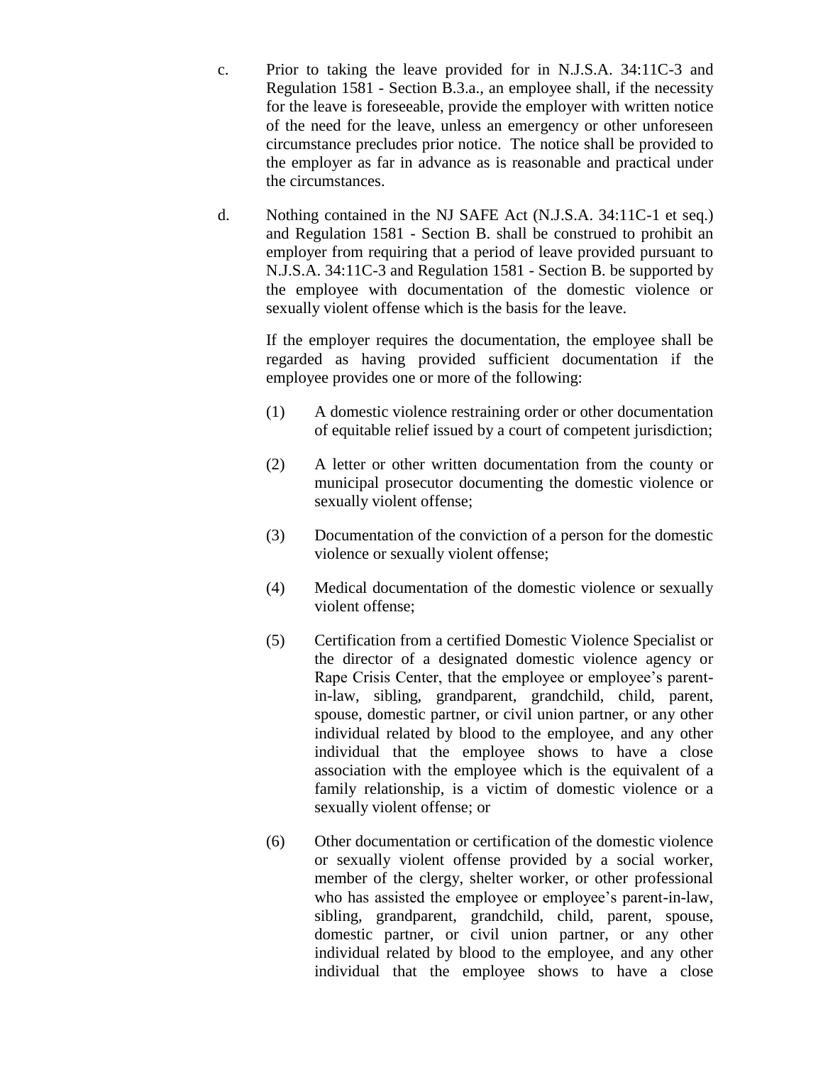c. Prior to taking the leave provided for in N.J.S.A. 34:11C-3 and Regulation 1581 - Section B.3.a., an employee shall, if the necessity for the leave is foreseeable, provide the employer with written notice of the need for the leave, unless an emergency or other unforeseen circumstance precludes prior notice. The notice shall be provided to the employer as far in advance as is reasonable and practical under the circumstances.

d. Nothing contained in the NJ SAFE Act (N.J.S.A. 34:11C-1 et seq.) and Regulation 1581 - Section B. shall be construed to prohibit an employer from requiring that a period of leave provided pursuant to N.J.S.A. 34:11C-3 and Regulation 1581 - Section B. be supported by the employee with documentation of the domestic violence or sexually violent offense which is the basis for the leave.

   If the employer requires the documentation, the employee shall be regarded as having provided sufficient documentation if the employee provides one or more of the following:

   (1) A domestic violence restraining order or other documentation of equitable relief issued by a court of competent jurisdiction;

   (2) A letter or other written documentation from the county or municipal prosecutor documenting the domestic violence or sexually violent offense;

   (3) Documentation of the conviction of a person for the domestic violence or sexually violent offense;

   (4) Medical documentation of the domestic violence or sexually violent offense;

   (5) Certification from a certified Domestic Violence Specialist or the director of a designated domestic violence agency or Rape Crisis Center, that the employee or employee's parent-in-law, sibling, grandparent, grandchild, child, parent, spouse, domestic partner, or civil union partner, or any other individual related by blood to the employee, and any other individual that the employee shows to have a close association with the employee which is the equivalent of a family relationship, is a victim of domestic violence or a sexually violent offense; or

   (6) Other documentation or certification of the domestic violence or sexually violent offense provided by a social worker, member of the clergy, shelter worker, or other professional who has assisted the employee or employee's parent-in-law, sibling, grandparent, grandchild, child, parent, spouse, domestic partner, or civil union partner, or any other individual related by blood to the employee, and any other individual that the employee shows to have a close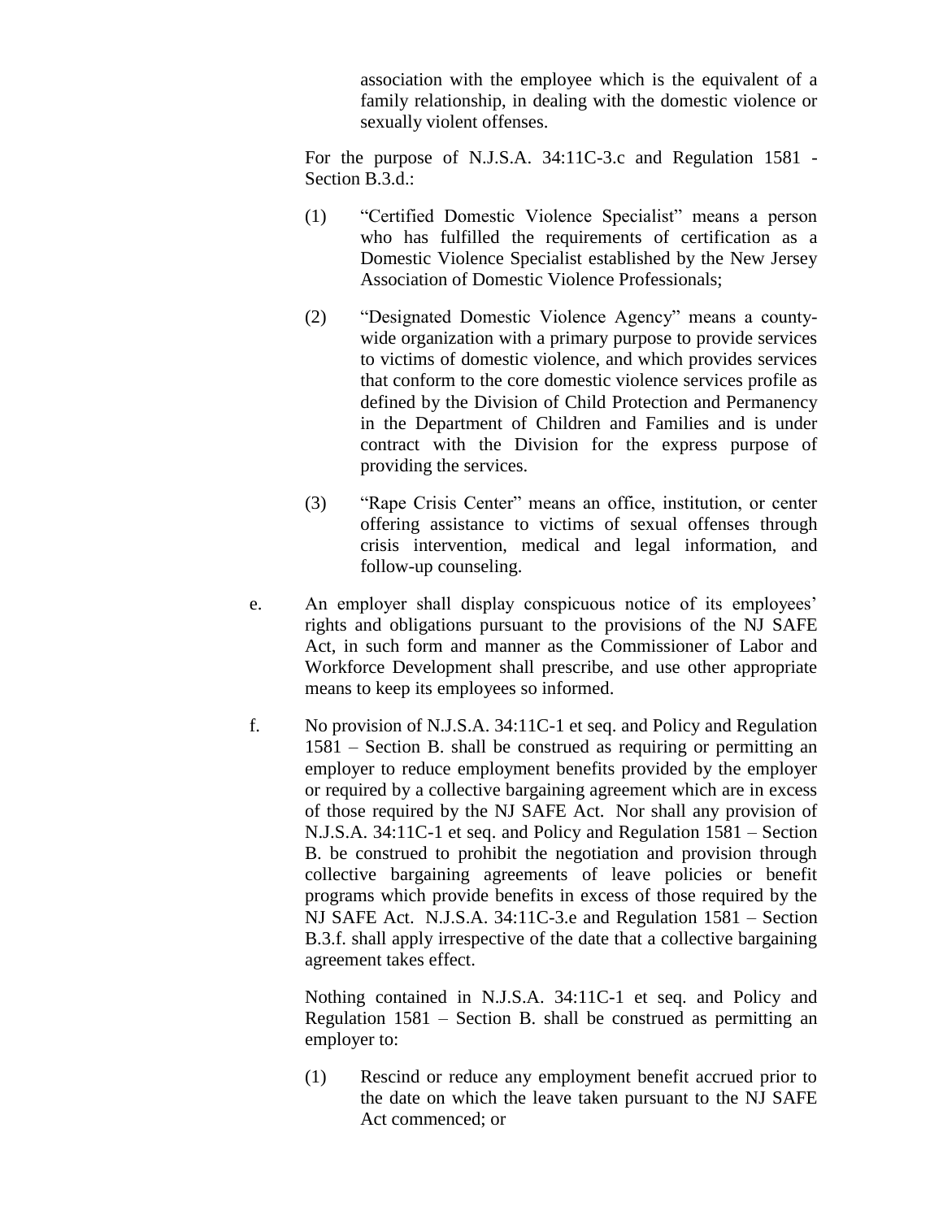association with the employee which is the equivalent of a family relationship, in dealing with the domestic violence or sexually violent offenses.

For the purpose of N.J.S.A. 34:11C-3.c and Regulation 1581 - Section B.3.d.:

(1) "Certified Domestic Violence Specialist" means a person who has fulfilled the requirements of certification as a Domestic Violence Specialist established by the New Jersey Association of Domestic Violence Professionals;

(2) "Designated Domestic Violence Agency" means a county-wide organization with a primary purpose to provide services to victims of domestic violence, and which provides services that conform to the core domestic violence services profile as defined by the Division of Child Protection and Permanency in the Department of Children and Families and is under contract with the Division for the express purpose of providing the services.

(3) "Rape Crisis Center" means an office, institution, or center offering assistance to victims of sexual offenses through crisis intervention, medical and legal information, and follow-up counseling.

e. An employer shall display conspicuous notice of its employees' rights and obligations pursuant to the provisions of the NJ SAFE Act, in such form and manner as the Commissioner of Labor and Workforce Development shall prescribe, and use other appropriate means to keep its employees so informed.

f. No provision of N.J.S.A. 34:11C-1 et seq. and Policy and Regulation 1581 – Section B. shall be construed as requiring or permitting an employer to reduce employment benefits provided by the employer or required by a collective bargaining agreement which are in excess of those required by the NJ SAFE Act. Nor shall any provision of N.J.S.A. 34:11C-1 et seq. and Policy and Regulation 1581 – Section B. be construed to prohibit the negotiation and provision through collective bargaining agreements of leave policies or benefit programs which provide benefits in excess of those required by the NJ SAFE Act. N.J.S.A. 34:11C-3.e and Regulation 1581 – Section B.3.f. shall apply irrespective of the date that a collective bargaining agreement takes effect.

Nothing contained in N.J.S.A. 34:11C-1 et seq. and Policy and Regulation 1581 – Section B. shall be construed as permitting an employer to:

(1) Rescind or reduce any employment benefit accrued prior to the date on which the leave taken pursuant to the NJ SAFE Act commenced; or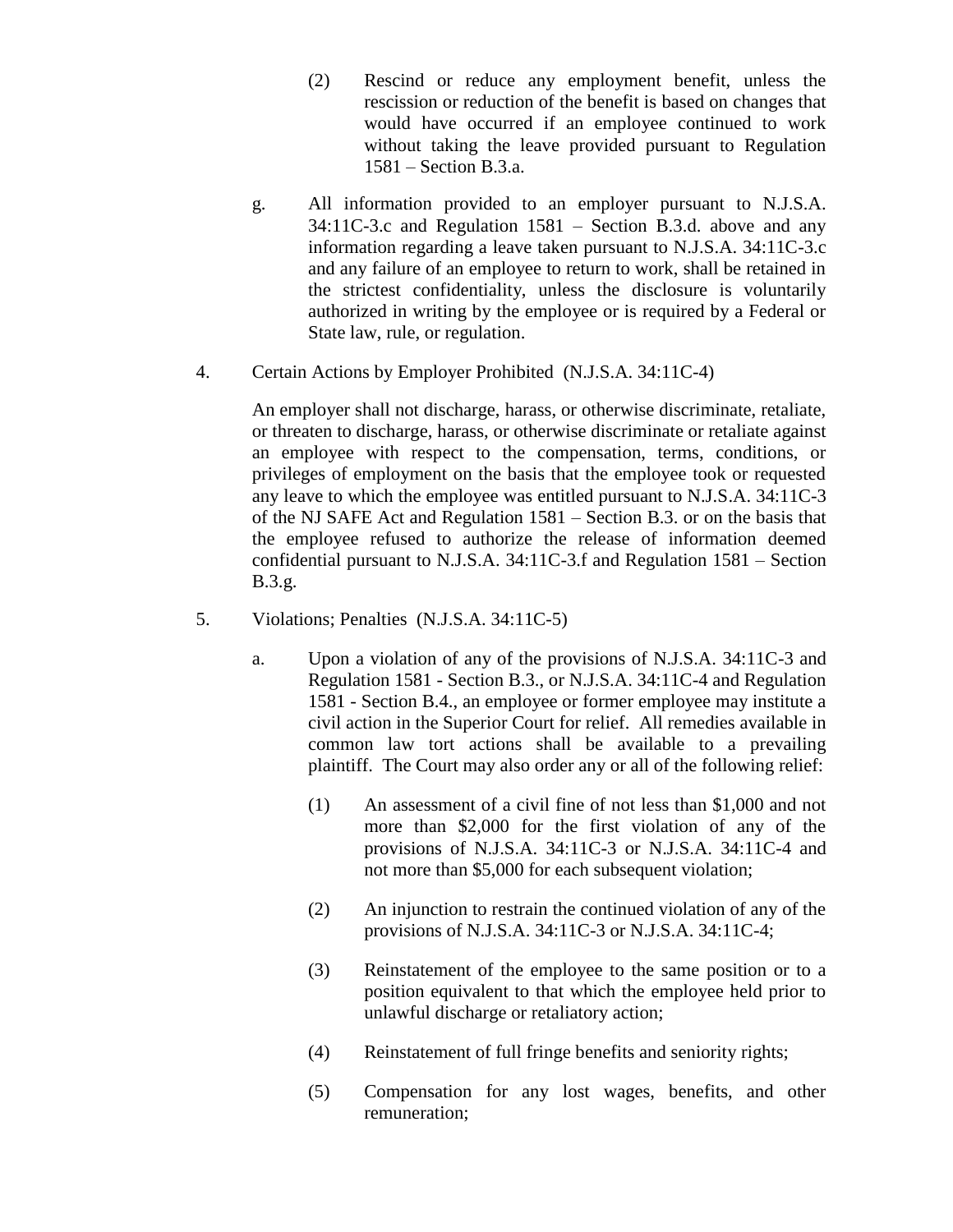(2) Rescind or reduce any employment benefit, unless the rescission or reduction of the benefit is based on changes that would have occurred if an employee continued to work without taking the leave provided pursuant to Regulation 1581 – Section B.3.a.

g. All information provided to an employer pursuant to N.J.S.A. 34:11C-3.c and Regulation 1581 – Section B.3.d. above and any information regarding a leave taken pursuant to N.J.S.A. 34:11C-3.c and any failure of an employee to return to work, shall be retained in the strictest confidentiality, unless the disclosure is voluntarily authorized in writing by the employee or is required by a Federal or State law, rule, or regulation.

4. Certain Actions by Employer Prohibited (N.J.S.A. 34:11C-4)

An employer shall not discharge, harass, or otherwise discriminate, retaliate, or threaten to discharge, harass, or otherwise discriminate or retaliate against an employee with respect to the compensation, terms, conditions, or privileges of employment on the basis that the employee took or requested any leave to which the employee was entitled pursuant to N.J.S.A. 34:11C-3 of the NJ SAFE Act and Regulation 1581 – Section B.3. or on the basis that the employee refused to authorize the release of information deemed confidential pursuant to N.J.S.A. 34:11C-3.f and Regulation 1581 – Section B.3.g.

5. Violations; Penalties (N.J.S.A. 34:11C-5)

a. Upon a violation of any of the provisions of N.J.S.A. 34:11C-3 and Regulation 1581 - Section B.3., or N.J.S.A. 34:11C-4 and Regulation 1581 - Section B.4., an employee or former employee may institute a civil action in the Superior Court for relief. All remedies available in common law tort actions shall be available to a prevailing plaintiff. The Court may also order any or all of the following relief:

(1) An assessment of a civil fine of not less than $1,000 and not more than $2,000 for the first violation of any of the provisions of N.J.S.A. 34:11C-3 or N.J.S.A. 34:11C-4 and not more than $5,000 for each subsequent violation;

(2) An injunction to restrain the continued violation of any of the provisions of N.J.S.A. 34:11C-3 or N.J.S.A. 34:11C-4;

(3) Reinstatement of the employee to the same position or to a position equivalent to that which the employee held prior to unlawful discharge or retaliatory action;

(4) Reinstatement of full fringe benefits and seniority rights;

(5) Compensation for any lost wages, benefits, and other remuneration;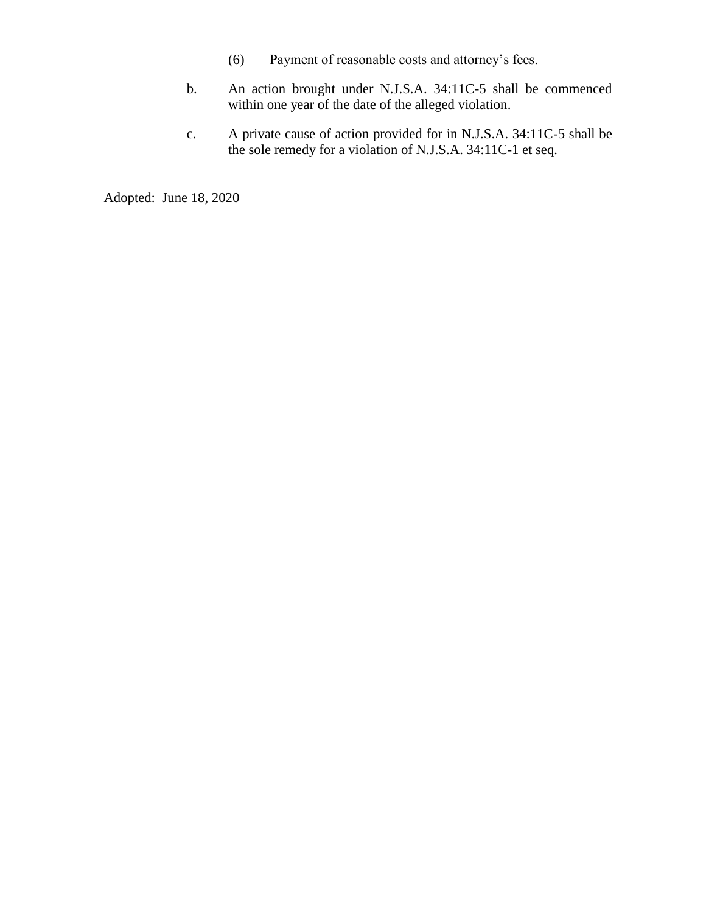(6) Payment of reasonable costs and attorney's fees.

b. An action brought under N.J.S.A. 34:11C-5 shall be commenced within one year of the date of the alleged violation.

c. A private cause of action provided for in N.J.S.A. 34:11C-5 shall be the sole remedy for a violation of N.J.S.A. 34:11C-1 et seq.

Adopted: June 18, 2020